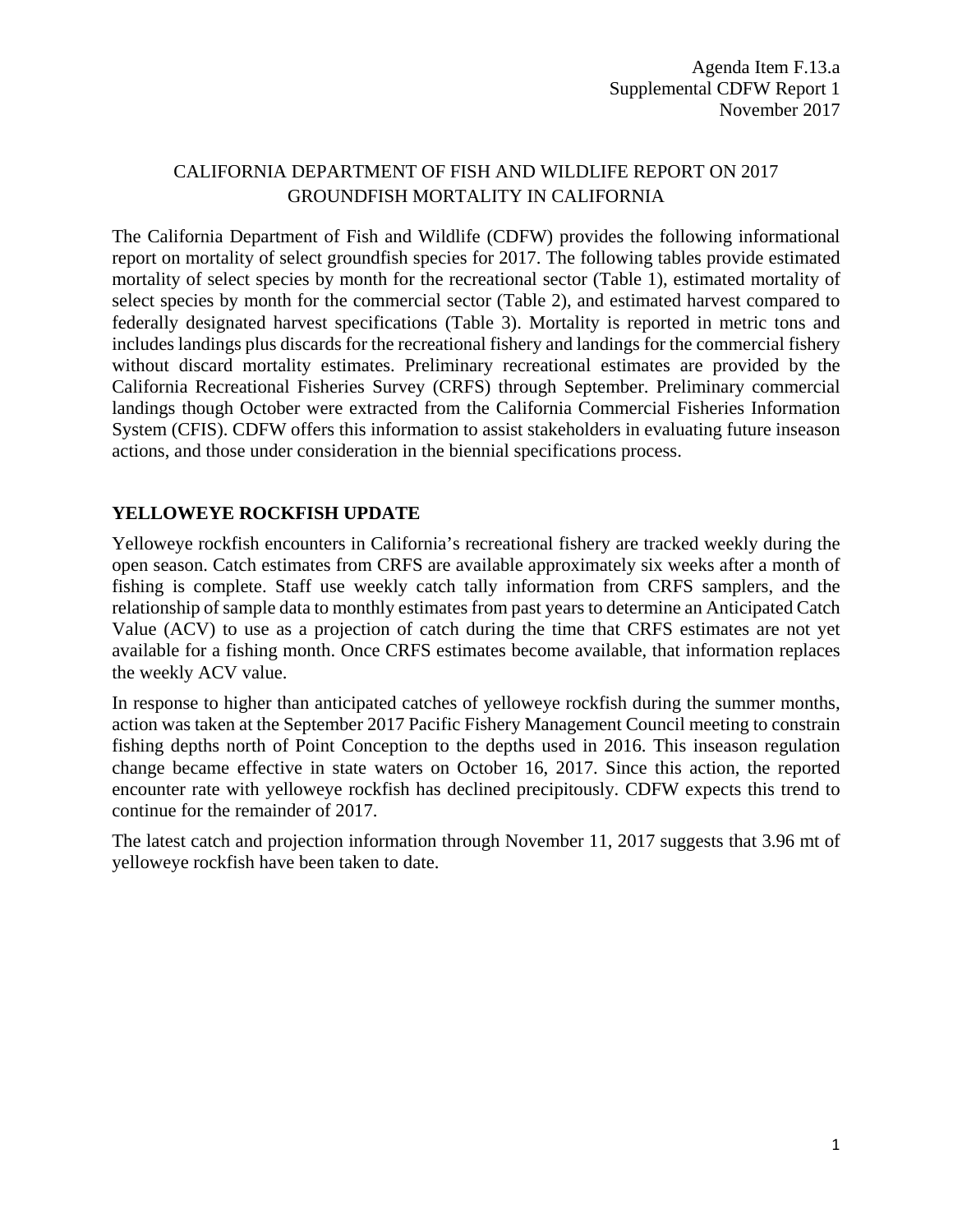Agenda Item F.13.a
Supplemental CDFW Report 1
November 2017

# CALIFORNIA DEPARTMENT OF FISH AND WILDLIFE REPORT ON 2017 GROUNDFISH MORTALITY IN CALIFORNIA

The California Department of Fish and Wildlife (CDFW) provides the following informational report on mortality of select groundfish species for 2017. The following tables provide estimated mortality of select species by month for the recreational sector (Table 1), estimated mortality of select species by month for the commercial sector (Table 2), and estimated harvest compared to federally designated harvest specifications (Table 3). Mortality is reported in metric tons and includes landings plus discards for the recreational fishery and landings for the commercial fishery without discard mortality estimates. Preliminary recreational estimates are provided by the California Recreational Fisheries Survey (CRFS) through September. Preliminary commercial landings though October were extracted from the California Commercial Fisheries Information System (CFIS). CDFW offers this information to assist stakeholders in evaluating future inseason actions, and those under consideration in the biennial specifications process.

## YELLOWEYE ROCKFISH UPDATE

Yelloweye rockfish encounters in California's recreational fishery are tracked weekly during the open season. Catch estimates from CRFS are available approximately six weeks after a month of fishing is complete. Staff use weekly catch tally information from CRFS samplers, and the relationship of sample data to monthly estimates from past years to determine an Anticipated Catch Value (ACV) to use as a projection of catch during the time that CRFS estimates are not yet available for a fishing month. Once CRFS estimates become available, that information replaces the weekly ACV value.

In response to higher than anticipated catches of yelloweye rockfish during the summer months, action was taken at the September 2017 Pacific Fishery Management Council meeting to constrain fishing depths north of Point Conception to the depths used in 2016. This inseason regulation change became effective in state waters on October 16, 2017. Since this action, the reported encounter rate with yelloweye rockfish has declined precipitously. CDFW expects this trend to continue for the remainder of 2017.

The latest catch and projection information through November 11, 2017 suggests that 3.96 mt of yelloweye rockfish have been taken to date.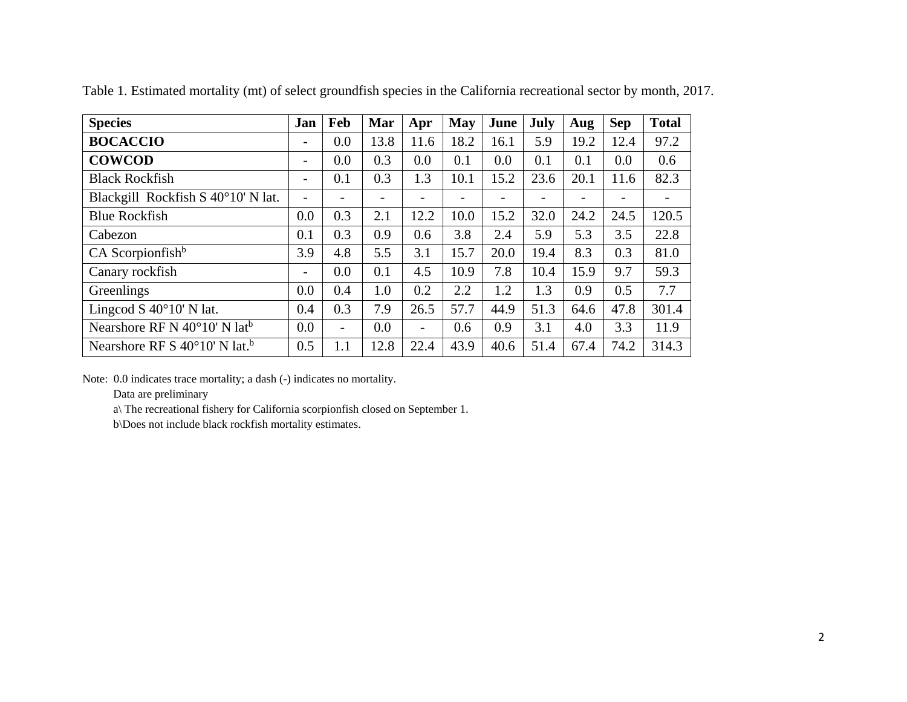Table 1. Estimated mortality (mt) of select groundfish species in the California recreational sector by month, 2017.

| Species | Jan | Feb | Mar | Apr | May | June | July | Aug | Sep | Total |
|---|---|---|---|---|---|---|---|---|---|---|
| **BOCACCIO** | - | 0.0 | 13.8 | 11.6 | 18.2 | 16.1 | 5.9 | 19.2 | 12.4 | 97.2 |
| **COWCOD** | - | 0.0 | 0.3 | 0.0 | 0.1 | 0.0 | 0.1 | 0.1 | 0.0 | 0.6 |
| Black Rockfish | - | 0.1 | 0.3 | 1.3 | 10.1 | 15.2 | 23.6 | 20.1 | 11.6 | 82.3 |
| Blackgill Rockfish S 40°10' N lat. | - | - | - | - | - | - | - | - | - | - |
| Blue Rockfish | 0.0 | 0.3 | 2.1 | 12.2 | 10.0 | 15.2 | 32.0 | 24.2 | 24.5 | 120.5 |
| Cabezon | 0.1 | 0.3 | 0.9 | 0.6 | 3.8 | 2.4 | 5.9 | 5.3 | 3.5 | 22.8 |
| CA Scorpionfish[b] | 3.9 | 4.8 | 5.5 | 3.1 | 15.7 | 20.0 | 19.4 | 8.3 | 0.3 | 81.0 |
| Canary rockfish | - | 0.0 | 0.1 | 4.5 | 10.9 | 7.8 | 10.4 | 15.9 | 9.7 | 59.3 |
| Greenlings | 0.0 | 0.4 | 1.0 | 0.2 | 2.2 | 1.2 | 1.3 | 0.9 | 0.5 | 7.7 |
| Lingcod S 40°10' N lat. | 0.4 | 0.3 | 7.9 | 26.5 | 57.7 | 44.9 | 51.3 | 64.6 | 47.8 | 301.4 |
| Nearshore RF N 40°10' N lat[b] | 0.0 | - | 0.0 | - | 0.6 | 0.9 | 3.1 | 4.0 | 3.3 | 11.9 |
| Nearshore RF S 40°10' N lat.[b] | 0.5 | 1.1 | 12.8 | 22.4 | 43.9 | 40.6 | 51.4 | 67.4 | 74.2 | 314.3 |

Note: 0.0 indicates trace mortality; a dash (-) indicates no mortality.

Data are preliminary

a\ The recreational fishery for California scorpionfish closed on September 1.

b\Does not include black rockfish mortality estimates.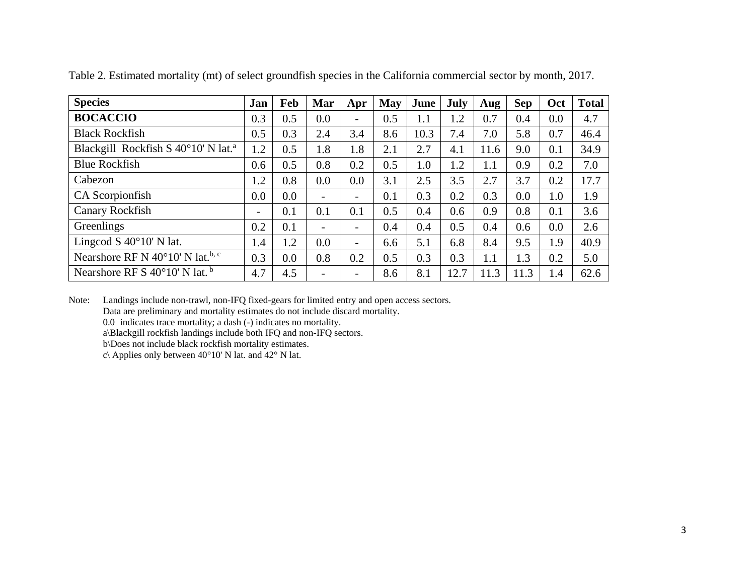Table 2. Estimated mortality (mt) of select groundfish species in the California commercial sector by month, 2017.

| **Species** | **Jan** | **Feb** | **Mar** | **Apr** | **May** | **June** | **July** | **Aug** | **Sep** | **Oct** | **Total** |
|---|---|---|---|---|---|---|---|---|---|---|---|
| **BOCACCIO** | 0.3 | 0.5 | 0.0 | - | 0.5 | 1.1 | 1.2 | 0.7 | 0.4 | 0.0 | 4.7 |
| Black Rockfish | 0.5 | 0.3 | 2.4 | 3.4 | 8.6 | 10.3 | 7.4 | 7.0 | 5.8 | 0.7 | 46.4 |
| Blackgill Rockfish S 40°10' N lat.[a] | 1.2 | 0.5 | 1.8 | 1.8 | 2.1 | 2.7 | 4.1 | 11.6 | 9.0 | 0.1 | 34.9 |
| Blue Rockfish | 0.6 | 0.5 | 0.8 | 0.2 | 0.5 | 1.0 | 1.2 | 1.1 | 0.9 | 0.2 | 7.0 |
| Cabezon | 1.2 | 0.8 | 0.0 | 0.0 | 3.1 | 2.5 | 3.5 | 2.7 | 3.7 | 0.2 | 17.7 |
| CA Scorpionfish | 0.0 | 0.0 | - | - | 0.1 | 0.3 | 0.2 | 0.3 | 0.0 | 1.0 | 1.9 |
| Canary Rockfish | - | 0.1 | 0.1 | 0.1 | 0.5 | 0.4 | 0.6 | 0.9 | 0.8 | 0.1 | 3.6 |
| Greenlings | 0.2 | 0.1 | - | - | 0.4 | 0.4 | 0.5 | 0.4 | 0.6 | 0.0 | 2.6 |
| Lingcod S 40°10' N lat. | 1.4 | 1.2 | 0.0 | - | 6.6 | 5.1 | 6.8 | 8.4 | 9.5 | 1.9 | 40.9 |
| Nearshore RF N 40°10' N lat.[b, c] | 0.3 | 0.0 | 0.8 | 0.2 | 0.5 | 0.3 | 0.3 | 1.1 | 1.3 | 0.2 | 5.0 |
| Nearshore RF S 40°10' N lat.[b] | 4.7 | 4.5 | - | - | 8.6 | 8.1 | 12.7 | 11.3 | 11.3 | 1.4 | 62.6 |

Note: Landings include non-trawl, non-IFQ fixed-gears for limited entry and open access sectors.
Data are preliminary and mortality estimates do not include discard mortality.
0.0 indicates trace mortality; a dash (-) indicates no mortality.
a\Blackgill rockfish landings include both IFQ and non-IFQ sectors.
b\Does not include black rockfish mortality estimates.
c\ Applies only between 40°10' N lat. and 42° N lat.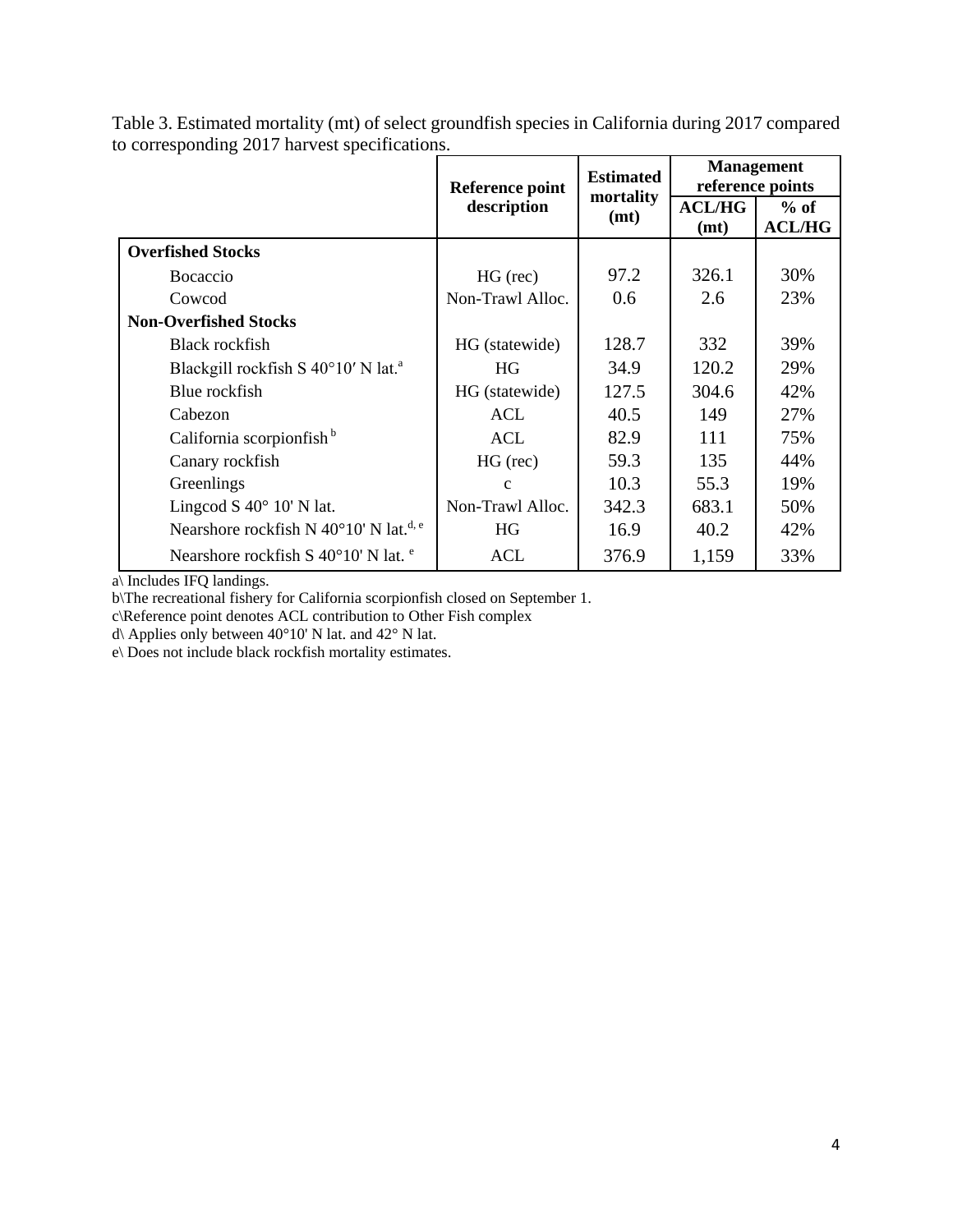Table 3. Estimated mortality (mt) of select groundfish species in California during 2017 compared to corresponding 2017 harvest specifications.

| | Reference point description | Estimated mortality (mt) | Management reference points | |
|---|---|---|---|---|
| | | | ACL/HG (mt) | % of ACL/HG |
| **Overfished Stocks** | | | | |
| Bocaccio | HG (rec) | 97.2 | 326.1 | 30% |
| Cowcod | Non-Trawl Alloc. | 0.6 | 2.6 | 23% |
| **Non-Overfished Stocks** | | | | |
| Black rockfish | HG (statewide) | 128.7 | 332 | 39% |
| Blackgill rockfish S 40°10′ N lat.[a] | HG | 34.9 | 120.2 | 29% |
| Blue rockfish | HG (statewide) | 127.5 | 304.6 | 42% |
| Cabezon | ACL | 40.5 | 149 | 27% |
| California scorpionfish [b] | ACL | 82.9 | 111 | 75% |
| Canary rockfish | HG (rec) | 59.3 | 135 | 44% |
| Greenlings | c | 10.3 | 55.3 | 19% |
| Lingcod S 40° 10' N lat. | Non-Trawl Alloc. | 342.3 | 683.1 | 50% |
| Nearshore rockfish N 40°10' N lat.[d, e] | HG | 16.9 | 40.2 | 42% |
| Nearshore rockfish S 40°10' N lat. [e] | ACL | 376.9 | 1,159 | 33% |

a\ Includes IFQ landings.

b\The recreational fishery for California scorpionfish closed on September 1.

c\Reference point denotes ACL contribution to Other Fish complex

d\ Applies only between 40°10' N lat. and 42° N lat.

e\ Does not include black rockfish mortality estimates.